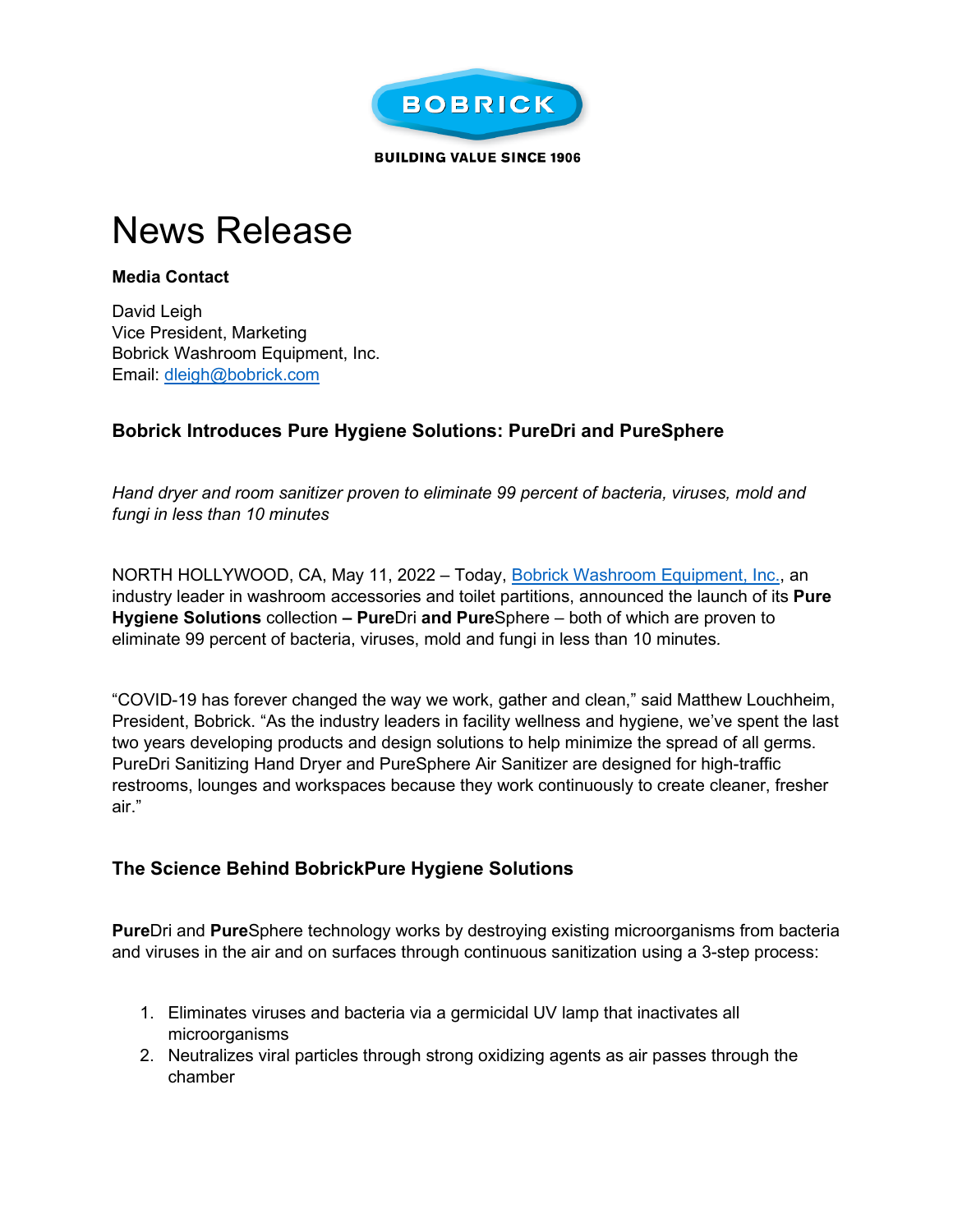BOBRICK

BUILDING VALUE SINCE 1906

# News Release

**Media Contact**

David Leigh
Vice President, Marketing
Bobrick Washroom Equipment, Inc.
Email: dleigh@bobrick.com

## Bobrick Introduces Pure Hygiene Solutions: PureDri and PureSphere

*Hand dryer and room sanitizer proven to eliminate 99 percent of bacteria, viruses, mold and fungi in less than 10 minutes*

NORTH HOLLYWOOD, CA, May 11, 2022 – Today, Bobrick Washroom Equipment, Inc., an industry leader in washroom accessories and toilet partitions, announced the launch of its **Pure Hygiene Solutions** collection **– Pure**Dri **and Pure**Sphere – both of which are proven to eliminate 99 percent of bacteria, viruses, mold and fungi in less than 10 minutes.

“COVID-19 has forever changed the way we work, gather and clean,” said Matthew Louchheim, President, Bobrick. “As the industry leaders in facility wellness and hygiene, we’ve spent the last two years developing products and design solutions to help minimize the spread of all germs. PureDri Sanitizing Hand Dryer and PureSphere Air Sanitizer are designed for high-traffic restrooms, lounges and workspaces because they work continuously to create cleaner, fresher air.”

## The Science Behind BobrickPure Hygiene Solutions

**Pure**Dri and **Pure**Sphere technology works by destroying existing microorganisms from bacteria and viruses in the air and on surfaces through continuous sanitization using a 3-step process:

1. Eliminates viruses and bacteria via a germicidal UV lamp that inactivates all microorganisms
2. Neutralizes viral particles through strong oxidizing agents as air passes through the chamber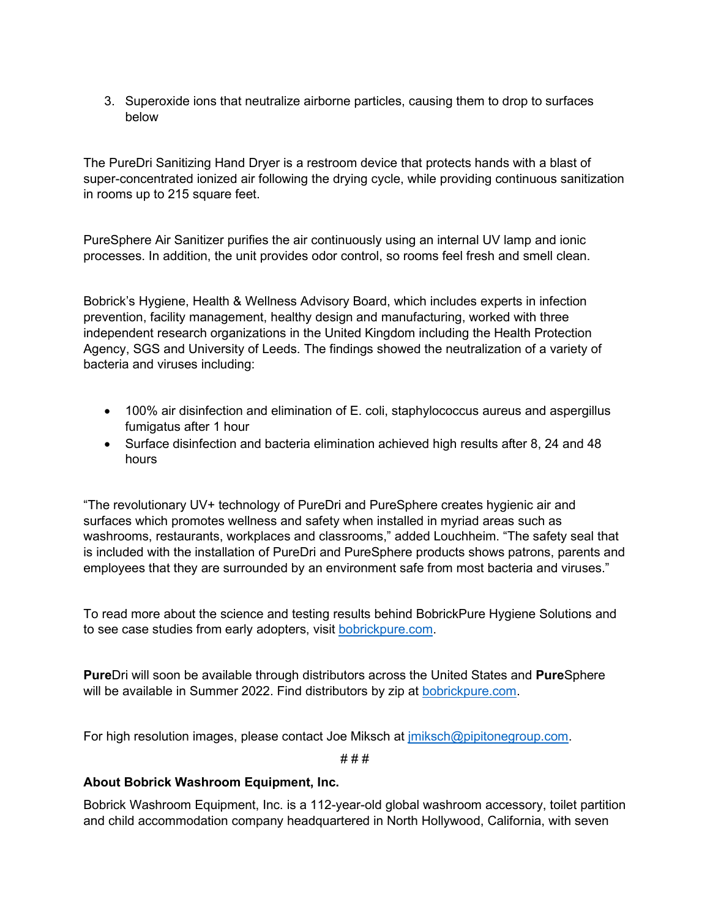3. Superoxide ions that neutralize airborne particles, causing them to drop to surfaces below

The PureDri Sanitizing Hand Dryer is a restroom device that protects hands with a blast of super-concentrated ionized air following the drying cycle, while providing continuous sanitization in rooms up to 215 square feet.

PureSphere Air Sanitizer purifies the air continuously using an internal UV lamp and ionic processes. In addition, the unit provides odor control, so rooms feel fresh and smell clean.

Bobrick's Hygiene, Health & Wellness Advisory Board, which includes experts in infection prevention, facility management, healthy design and manufacturing, worked with three independent research organizations in the United Kingdom including the Health Protection Agency, SGS and University of Leeds. The findings showed the neutralization of a variety of bacteria and viruses including:

- 100% air disinfection and elimination of E. coli, staphylococcus aureus and aspergillus fumigatus after 1 hour
- Surface disinfection and bacteria elimination achieved high results after 8, 24 and 48 hours

"The revolutionary UV+ technology of PureDri and PureSphere creates hygienic air and surfaces which promotes wellness and safety when installed in myriad areas such as washrooms, restaurants, workplaces and classrooms," added Louchheim. "The safety seal that is included with the installation of PureDri and PureSphere products shows patrons, parents and employees that they are surrounded by an environment safe from most bacteria and viruses."

To read more about the science and testing results behind BobrickPure Hygiene Solutions and to see case studies from early adopters, visit [bobrickpure.com](bobrickpure.com).

**Pure**Dri will soon be available through distributors across the United States and **Pure**Sphere will be available in Summer 2022. Find distributors by zip at [bobrickpure.com](bobrickpure.com).

For high resolution images, please contact Joe Miksch at [jmiksch@pipitonegroup.com](mailto:jmiksch@pipitonegroup.com).

# # #

**About Bobrick Washroom Equipment, Inc.**

Bobrick Washroom Equipment, Inc. is a 112-year-old global washroom accessory, toilet partition and child accommodation company headquartered in North Hollywood, California, with seven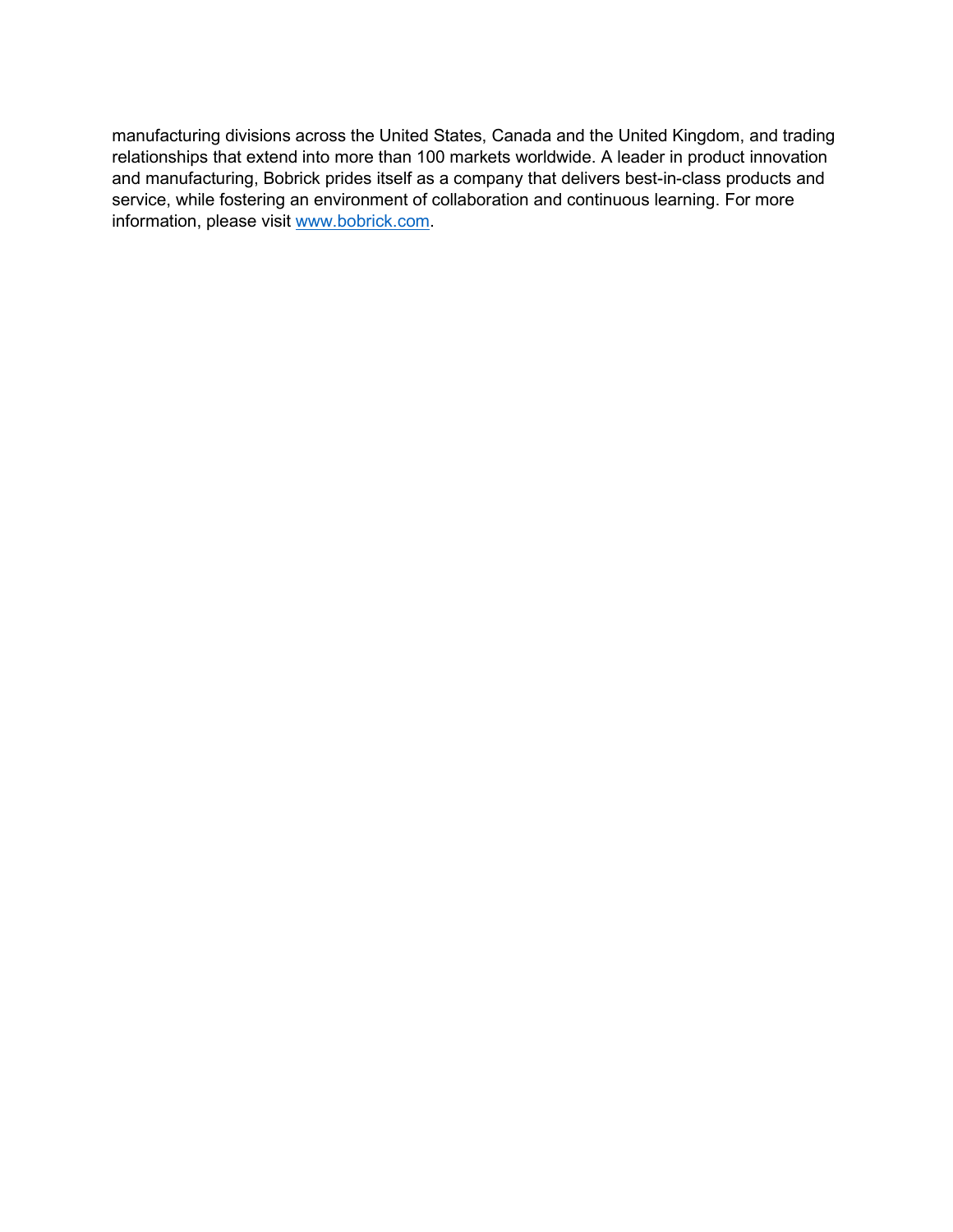manufacturing divisions across the United States, Canada and the United Kingdom, and trading relationships that extend into more than 100 markets worldwide. A leader in product innovation and manufacturing, Bobrick prides itself as a company that delivers best-in-class products and service, while fostering an environment of collaboration and continuous learning. For more information, please visit [www.bobrick.com](http://www.bobrick.com).